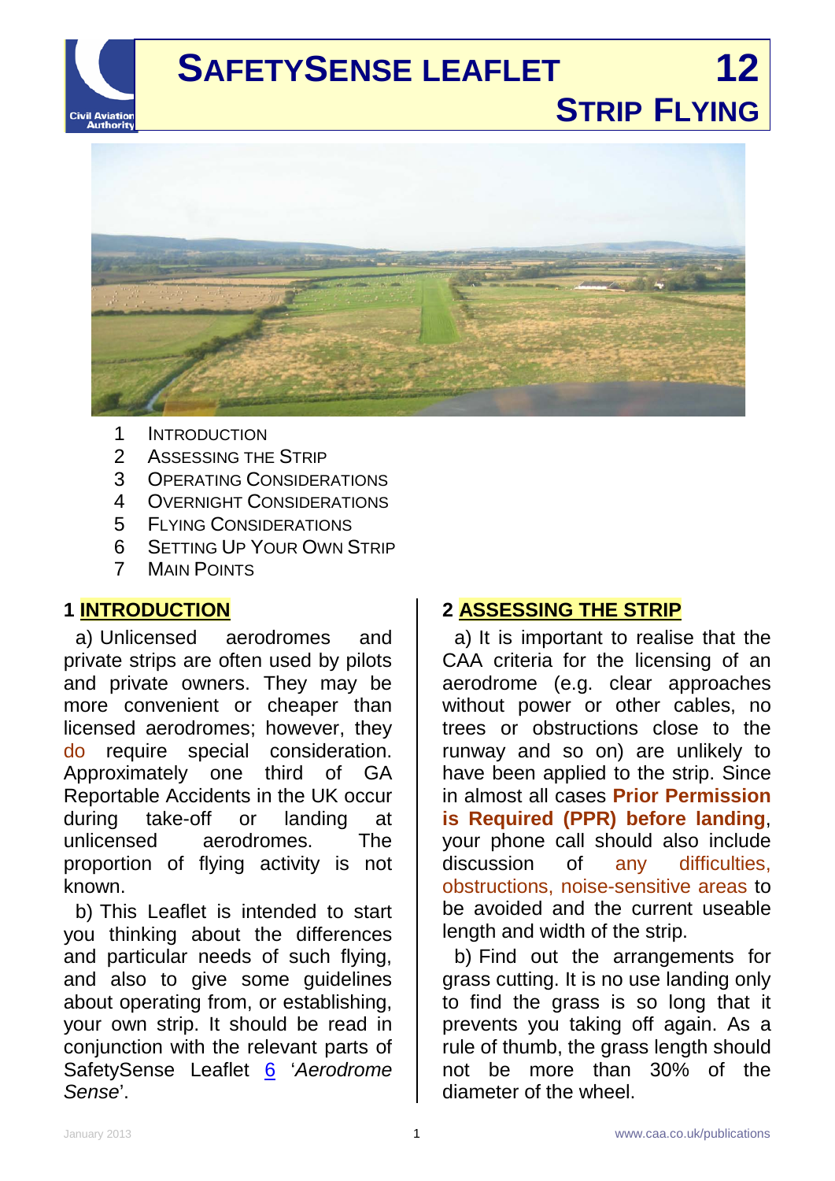# SAFETYSENSE LEAFLET 12

## STRIP FLYING

1. INTRODUCTION
2. ASSESSING THE STRIP
3. OPERATING CONSIDERATIONS
4. OVERNIGHT CONSIDERATIONS
5. FLYING CONSIDERATIONS
6. SETTING UP YOUR OWN STRIP
7. MAIN POINTS

## 1 INTRODUCTION

a) Unlicensed aerodromes and private strips are often used by pilots and private owners. They may be more convenient or cheaper than licensed aerodromes; however, they do require special consideration. Approximately one third of GA Reportable Accidents in the UK occur during take-off or landing at unlicensed aerodromes. The proportion of flying activity is not known.

b) This Leaflet is intended to start you thinking about the differences and particular needs of such flying, and also to give some guidelines about operating from, or establishing, your own strip. It should be read in conjunction with the relevant parts of SafetySense Leaflet 6 '*Aerodrome Sense*'.

## 2 ASSESSING THE STRIP

a) It is important to realise that the CAA criteria for the licensing of an aerodrome (e.g. clear approaches without power or other cables, no trees or obstructions close to the runway and so on) are unlikely to have been applied to the strip. Since in almost all cases **Prior Permission is Required (PPR) before landing**, your phone call should also include discussion of any difficulties, obstructions, noise-sensitive areas to be avoided and the current useable length and width of the strip.

b) Find out the arrangements for grass cutting. It is no use landing only to find the grass is so long that it prevents you taking off again. As a rule of thumb, the grass length should not be more than 30% of the diameter of the wheel.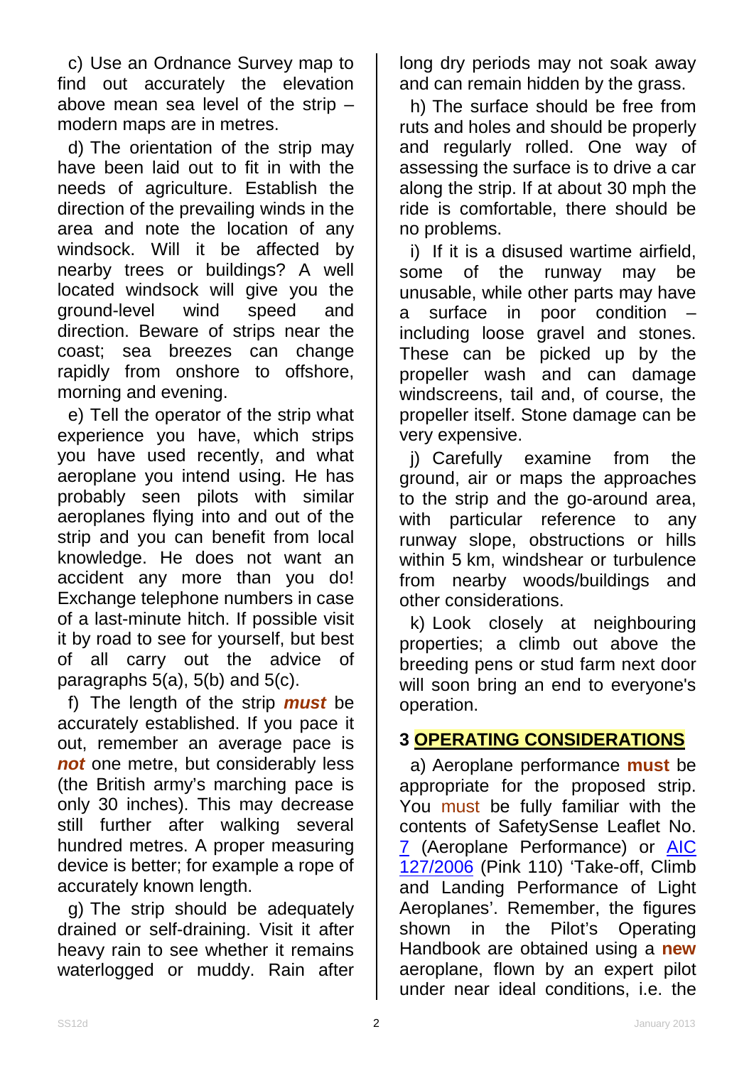c) Use an Ordnance Survey map to find out accurately the elevation above mean sea level of the strip – modern maps are in metres.

d) The orientation of the strip may have been laid out to fit in with the needs of agriculture. Establish the direction of the prevailing winds in the area and note the location of any windsock. Will it be affected by nearby trees or buildings? A well located windsock will give you the ground-level wind speed and direction. Beware of strips near the coast; sea breezes can change rapidly from onshore to offshore, morning and evening.

e) Tell the operator of the strip what experience you have, which strips you have used recently, and what aeroplane you intend using. He has probably seen pilots with similar aeroplanes flying into and out of the strip and you can benefit from local knowledge. He does not want an accident any more than you do! Exchange telephone numbers in case of a last-minute hitch. If possible visit it by road to see for yourself, but best of all carry out the advice of paragraphs 5(a), 5(b) and 5(c).

f) The length of the strip ***must*** be accurately established. If you pace it out, remember an average pace is ***not*** one metre, but considerably less (the British army's marching pace is only 30 inches). This may decrease still further after walking several hundred metres. A proper measuring device is better; for example a rope of accurately known length.

g) The strip should be adequately drained or self-draining. Visit it after heavy rain to see whether it remains waterlogged or muddy. Rain after long dry periods may not soak away and can remain hidden by the grass.

h) The surface should be free from ruts and holes and should be properly and regularly rolled. One way of assessing the surface is to drive a car along the strip. If at about 30 mph the ride is comfortable, there should be no problems.

i) If it is a disused wartime airfield, some of the runway may be unusable, while other parts may have a surface in poor condition – including loose gravel and stones. These can be picked up by the propeller wash and can damage windscreens, tail and, of course, the propeller itself. Stone damage can be very expensive.

j) Carefully examine from the ground, air or maps the approaches to the strip and the go-around area, with particular reference to any runway slope, obstructions or hills within 5 km, windshear or turbulence from nearby woods/buildings and other considerations.

k) Look closely at neighbouring properties; a climb out above the breeding pens or stud farm next door will soon bring an end to everyone's operation.

## 3 OPERATING CONSIDERATIONS

a) Aeroplane performance **must** be appropriate for the proposed strip. You must be fully familiar with the contents of SafetySense Leaflet No. 7 (Aeroplane Performance) or AIC 127/2006 (Pink 110) 'Take-off, Climb and Landing Performance of Light Aeroplanes'. Remember, the figures shown in the Pilot's Operating Handbook are obtained using a **new** aeroplane, flown by an expert pilot under near ideal conditions, i.e. the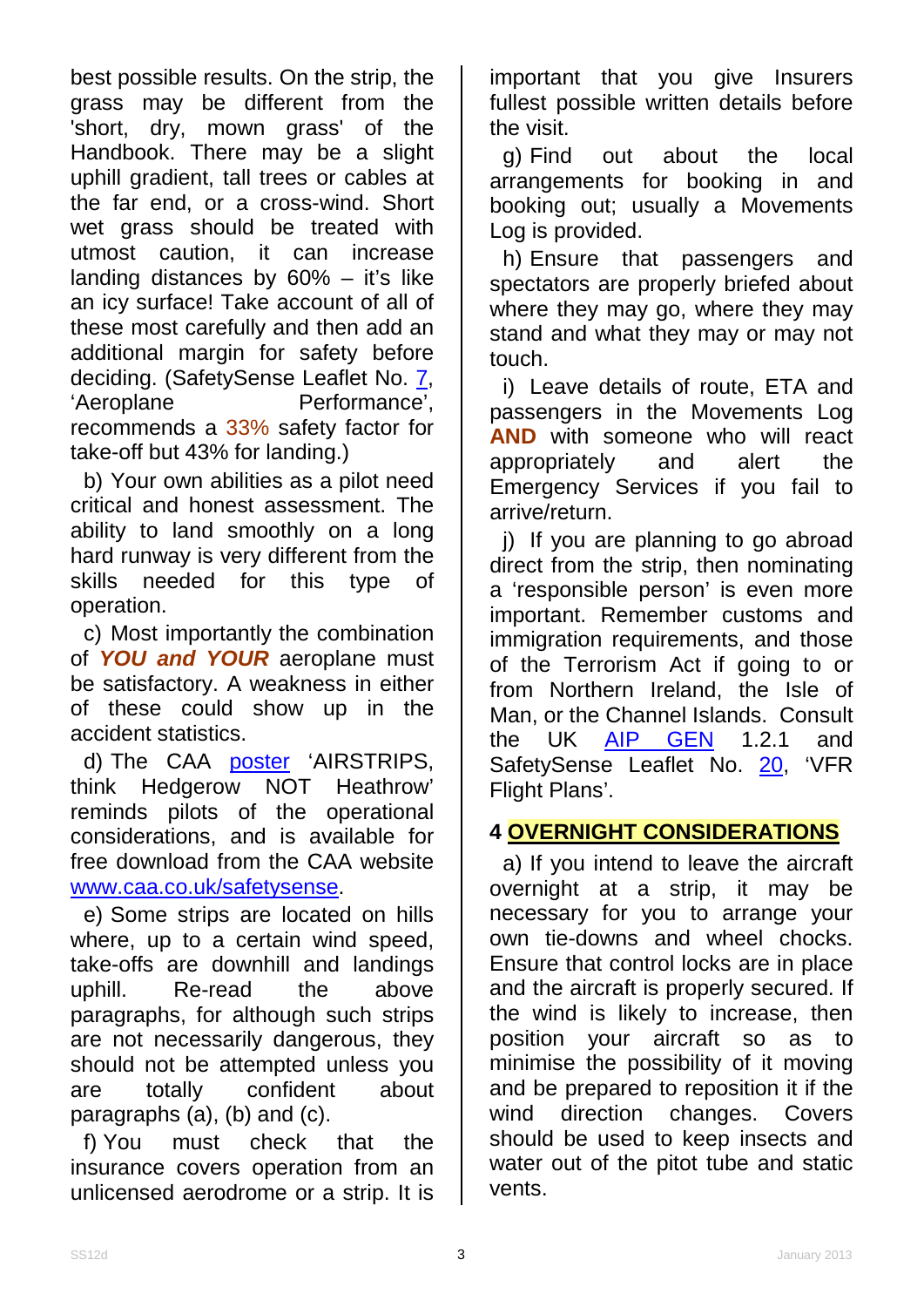best possible results. On the strip, the grass may be different from the 'short, dry, mown grass' of the Handbook. There may be a slight uphill gradient, tall trees or cables at the far end, or a cross-wind. Short wet grass should be treated with utmost caution, it can increase landing distances by 60% – it's like an icy surface! Take account of all of these most carefully and then add an additional margin for safety before deciding. (SafetySense Leaflet No. 7, 'Aeroplane Performance', recommends a 33% safety factor for take-off but 43% for landing.)

b) Your own abilities as a pilot need critical and honest assessment. The ability to land smoothly on a long hard runway is very different from the skills needed for this type of operation.

c) Most importantly the combination of ***YOU and YOUR*** aeroplane must be satisfactory. A weakness in either of these could show up in the accident statistics.

d) The CAA poster 'AIRSTRIPS, think Hedgerow NOT Heathrow' reminds pilots of the operational considerations, and is available for free download from the CAA website www.caa.co.uk/safetysense.

e) Some strips are located on hills where, up to a certain wind speed, take-offs are downhill and landings uphill. Re-read the above paragraphs, for although such strips are not necessarily dangerous, they should not be attempted unless you are totally confident about paragraphs (a), (b) and (c).

f) You must check that the insurance covers operation from an unlicensed aerodrome or a strip. It is important that you give Insurers fullest possible written details before the visit.

g) Find out about the local arrangements for booking in and booking out; usually a Movements Log is provided.

h) Ensure that passengers and spectators are properly briefed about where they may go, where they may stand and what they may or may not touch.

i) Leave details of route, ETA and passengers in the Movements Log **AND** with someone who will react appropriately and alert the Emergency Services if you fail to arrive/return.

j) If you are planning to go abroad direct from the strip, then nominating a 'responsible person' is even more important. Remember customs and immigration requirements, and those of the Terrorism Act if going to or from Northern Ireland, the Isle of Man, or the Channel Islands. Consult the UK AIP GEN 1.2.1 and SafetySense Leaflet No. 20, 'VFR Flight Plans'.

## 4 OVERNIGHT CONSIDERATIONS

a) If you intend to leave the aircraft overnight at a strip, it may be necessary for you to arrange your own tie-downs and wheel chocks. Ensure that control locks are in place and the aircraft is properly secured. If the wind is likely to increase, then position your aircraft so as to minimise the possibility of it moving and be prepared to reposition it if the wind direction changes. Covers should be used to keep insects and water out of the pitot tube and static vents.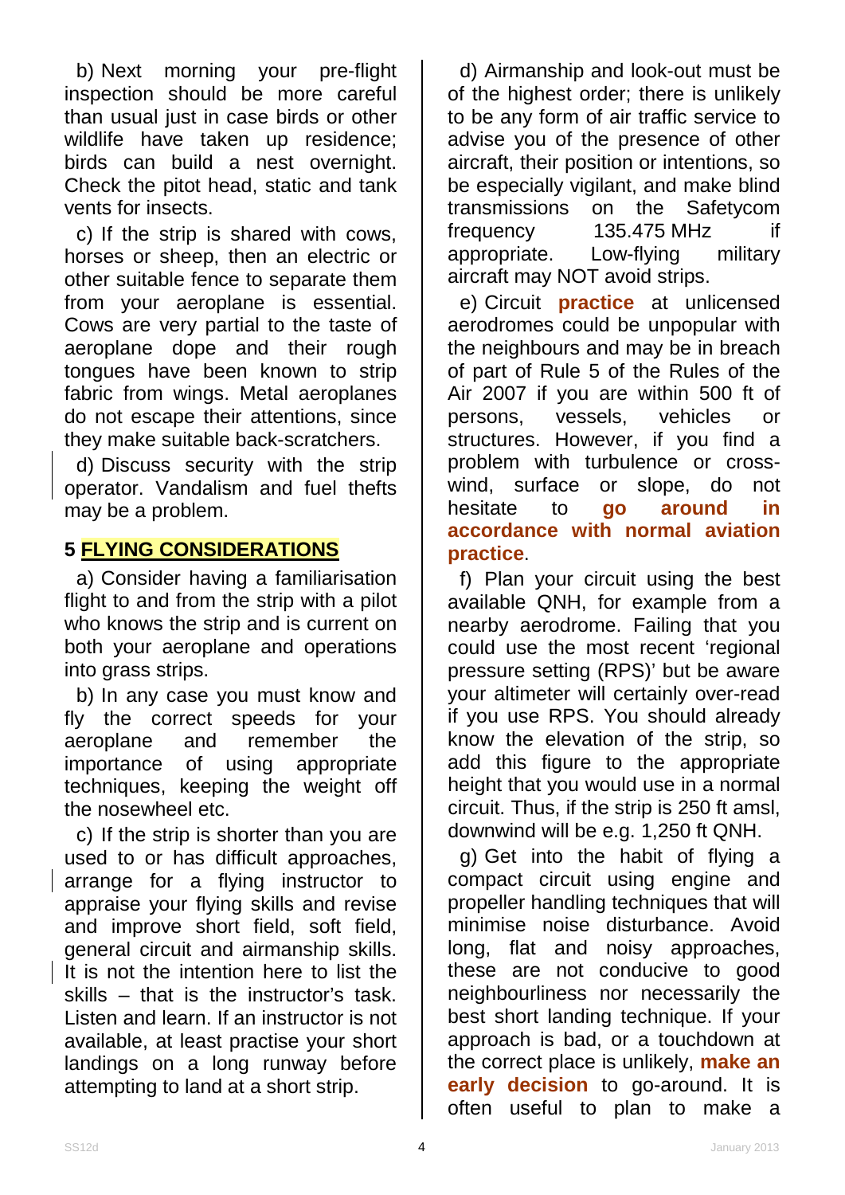b) Next morning your pre-flight inspection should be more careful than usual just in case birds or other wildlife have taken up residence; birds can build a nest overnight. Check the pitot head, static and tank vents for insects.

c) If the strip is shared with cows, horses or sheep, then an electric or other suitable fence to separate them from your aeroplane is essential. Cows are very partial to the taste of aeroplane dope and their rough tongues have been known to strip fabric from wings. Metal aeroplanes do not escape their attentions, since they make suitable back-scratchers.

d) Discuss security with the strip operator. Vandalism and fuel thefts may be a problem.

## 5 FLYING CONSIDERATIONS

a) Consider having a familiarisation flight to and from the strip with a pilot who knows the strip and is current on both your aeroplane and operations into grass strips.

b) In any case you must know and fly the correct speeds for your aeroplane and remember the importance of using appropriate techniques, keeping the weight off the nosewheel etc.

c) If the strip is shorter than you are used to or has difficult approaches, arrange for a flying instructor to appraise your flying skills and revise and improve short field, soft field, general circuit and airmanship skills. It is not the intention here to list the skills – that is the instructor's task. Listen and learn. If an instructor is not available, at least practise your short landings on a long runway before attempting to land at a short strip.

d) Airmanship and look-out must be of the highest order; there is unlikely to be any form of air traffic service to advise you of the presence of other aircraft, their position or intentions, so be especially vigilant, and make blind transmissions on the Safetycom frequency 135.475 MHz if appropriate. Low-flying military aircraft may NOT avoid strips.

e) Circuit **practice** at unlicensed aerodromes could be unpopular with the neighbours and may be in breach of part of Rule 5 of the Rules of the Air 2007 if you are within 500 ft of persons, vessels, vehicles or structures. However, if you find a problem with turbulence or cross-wind, surface or slope, do not hesitate to **go around in accordance with normal aviation practice**.

f) Plan your circuit using the best available QNH, for example from a nearby aerodrome. Failing that you could use the most recent 'regional pressure setting (RPS)' but be aware your altimeter will certainly over-read if you use RPS. You should already know the elevation of the strip, so add this figure to the appropriate height that you would use in a normal circuit. Thus, if the strip is 250 ft amsl, downwind will be e.g. 1,250 ft QNH.

g) Get into the habit of flying a compact circuit using engine and propeller handling techniques that will minimise noise disturbance. Avoid long, flat and noisy approaches, these are not conducive to good neighbourliness nor necessarily the best short landing technique. If your approach is bad, or a touchdown at the correct place is unlikely, **make an early decision** to go-around. It is often useful to plan to make a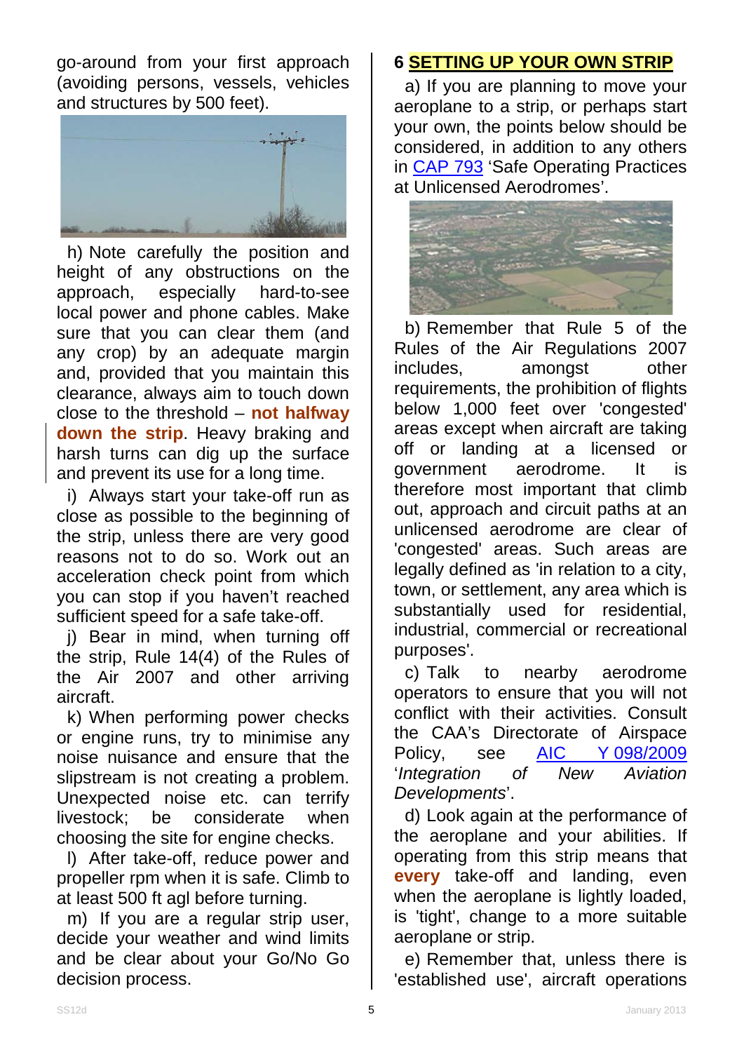go-around from your first approach (avoiding persons, vessels, vehicles and structures by 500 feet).

h) Note carefully the position and height of any obstructions on the approach, especially hard-to-see local power and phone cables. Make sure that you can clear them (and any crop) by an adequate margin and, provided that you maintain this clearance, always aim to touch down close to the threshold – **not halfway down the strip**. Heavy braking and harsh turns can dig up the surface and prevent its use for a long time.

i) Always start your take-off run as close as possible to the beginning of the strip, unless there are very good reasons not to do so. Work out an acceleration check point from which you can stop if you haven't reached sufficient speed for a safe take-off.

j) Bear in mind, when turning off the strip, Rule 14(4) of the Rules of the Air 2007 and other arriving aircraft.

k) When performing power checks or engine runs, try to minimise any noise nuisance and ensure that the slipstream is not creating a problem. Unexpected noise etc. can terrify livestock; be considerate when choosing the site for engine checks.

l) After take-off, reduce power and propeller rpm when it is safe. Climb to at least 500 ft agl before turning.

m) If you are a regular strip user, decide your weather and wind limits and be clear about your Go/No Go decision process.

## 6 SETTING UP YOUR OWN STRIP

a) If you are planning to move your aeroplane to a strip, or perhaps start your own, the points below should be considered, in addition to any others in CAP 793 'Safe Operating Practices at Unlicensed Aerodromes'.

b) Remember that Rule 5 of the Rules of the Air Regulations 2007 includes, amongst other requirements, the prohibition of flights below 1,000 feet over 'congested' areas except when aircraft are taking off or landing at a licensed or government aerodrome. It is therefore most important that climb out, approach and circuit paths at an unlicensed aerodrome are clear of 'congested' areas. Such areas are legally defined as 'in relation to a city, town, or settlement, any area which is substantially used for residential, industrial, commercial or recreational purposes'.

c) Talk to nearby aerodrome operators to ensure that you will not conflict with their activities. Consult the CAA's Directorate of Airspace Policy, see AIC Y 098/2009 '*Integration of New Aviation Developments*'.

d) Look again at the performance of the aeroplane and your abilities. If operating from this strip means that **every** take-off and landing, even when the aeroplane is lightly loaded, is 'tight', change to a more suitable aeroplane or strip.

e) Remember that, unless there is 'established use', aircraft operations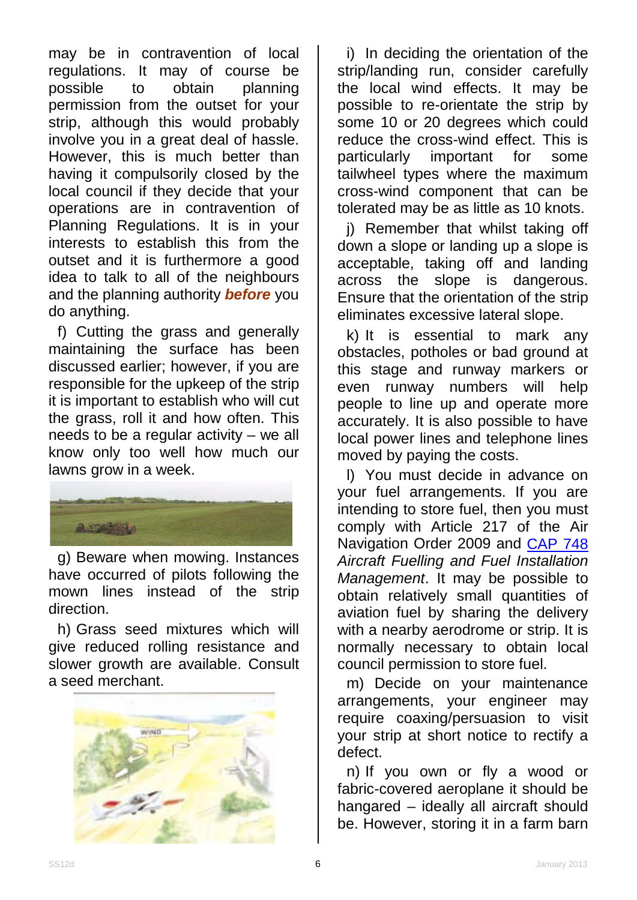may be in contravention of local regulations. It may of course be possible to obtain planning permission from the outset for your strip, although this would probably involve you in a great deal of hassle. However, this is much better than having it compulsorily closed by the local council if they decide that your operations are in contravention of Planning Regulations. It is in your interests to establish this from the outset and it is furthermore a good idea to talk to all of the neighbours and the planning authority ***before*** you do anything.

f) Cutting the grass and generally maintaining the surface has been discussed earlier; however, if you are responsible for the upkeep of the strip it is important to establish who will cut the grass, roll it and how often. This needs to be a regular activity – we all know only too well how much our lawns grow in a week.

g) Beware when mowing. Instances have occurred of pilots following the mown lines instead of the strip direction.

h) Grass seed mixtures which will give reduced rolling resistance and slower growth are available. Consult a seed merchant.

i) In deciding the orientation of the strip/landing run, consider carefully the local wind effects. It may be possible to re-orientate the strip by some 10 or 20 degrees which could reduce the cross-wind effect. This is particularly important for some tailwheel types where the maximum cross-wind component that can be tolerated may be as little as 10 knots.

j) Remember that whilst taking off down a slope or landing up a slope is acceptable, taking off and landing across the slope is dangerous. Ensure that the orientation of the strip eliminates excessive lateral slope.

k) It is essential to mark any obstacles, potholes or bad ground at this stage and runway markers or even runway numbers will help people to line up and operate more accurately. It is also possible to have local power lines and telephone lines moved by paying the costs.

l) You must decide in advance on your fuel arrangements. If you are intending to store fuel, then you must comply with Article 217 of the Air Navigation Order 2009 and CAP 748 *Aircraft Fuelling and Fuel Installation Management*. It may be possible to obtain relatively small quantities of aviation fuel by sharing the delivery with a nearby aerodrome or strip. It is normally necessary to obtain local council permission to store fuel.

m) Decide on your maintenance arrangements, your engineer may require coaxing/persuasion to visit your strip at short notice to rectify a defect.

n) If you own or fly a wood or fabric-covered aeroplane it should be hangared – ideally all aircraft should be. However, storing it in a farm barn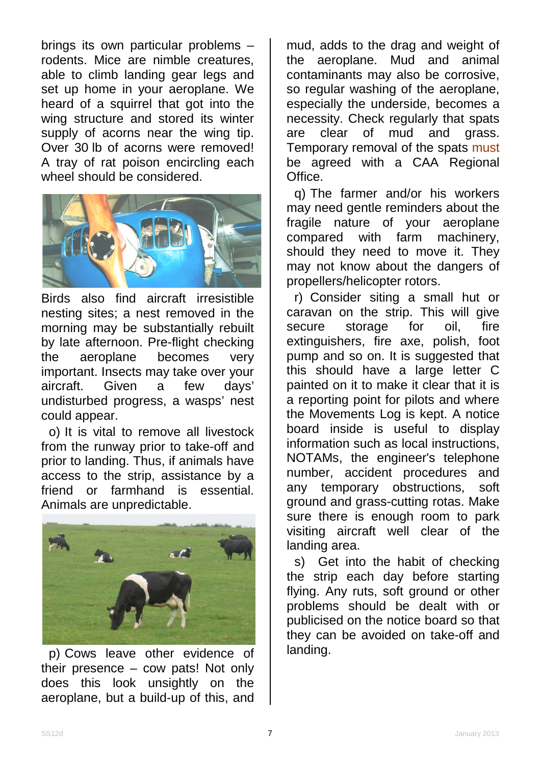brings its own particular problems – rodents. Mice are nimble creatures, able to climb landing gear legs and set up home in your aeroplane. We heard of a squirrel that got into the wing structure and stored its winter supply of acorns near the wing tip. Over 30 lb of acorns were removed! A tray of rat poison encircling each wheel should be considered.

Birds also find aircraft irresistible nesting sites; a nest removed in the morning may be substantially rebuilt by late afternoon. Pre-flight checking the aeroplane becomes very important. Insects may take over your aircraft. Given a few days' undisturbed progress, a wasps' nest could appear.

o) It is vital to remove all livestock from the runway prior to take-off and prior to landing. Thus, if animals have access to the strip, assistance by a friend or farmhand is essential. Animals are unpredictable.

p) Cows leave other evidence of their presence – cow pats! Not only does this look unsightly on the aeroplane, but a build-up of this, and mud, adds to the drag and weight of the aeroplane. Mud and animal contaminants may also be corrosive, so regular washing of the aeroplane, especially the underside, becomes a necessity. Check regularly that spats are clear of mud and grass. Temporary removal of the spats must be agreed with a CAA Regional Office.

q) The farmer and/or his workers may need gentle reminders about the fragile nature of your aeroplane compared with farm machinery, should they need to move it. They may not know about the dangers of propellers/helicopter rotors.

r) Consider siting a small hut or caravan on the strip. This will give secure storage for oil, fire extinguishers, fire axe, polish, foot pump and so on. It is suggested that this should have a large letter C painted on it to make it clear that it is a reporting point for pilots and where the Movements Log is kept. A notice board inside is useful to display information such as local instructions, NOTAMs, the engineer's telephone number, accident procedures and any temporary obstructions, soft ground and grass-cutting rotas. Make sure there is enough room to park visiting aircraft well clear of the landing area.

s) Get into the habit of checking the strip each day before starting flying. Any ruts, soft ground or other problems should be dealt with or publicised on the notice board so that they can be avoided on take-off and landing.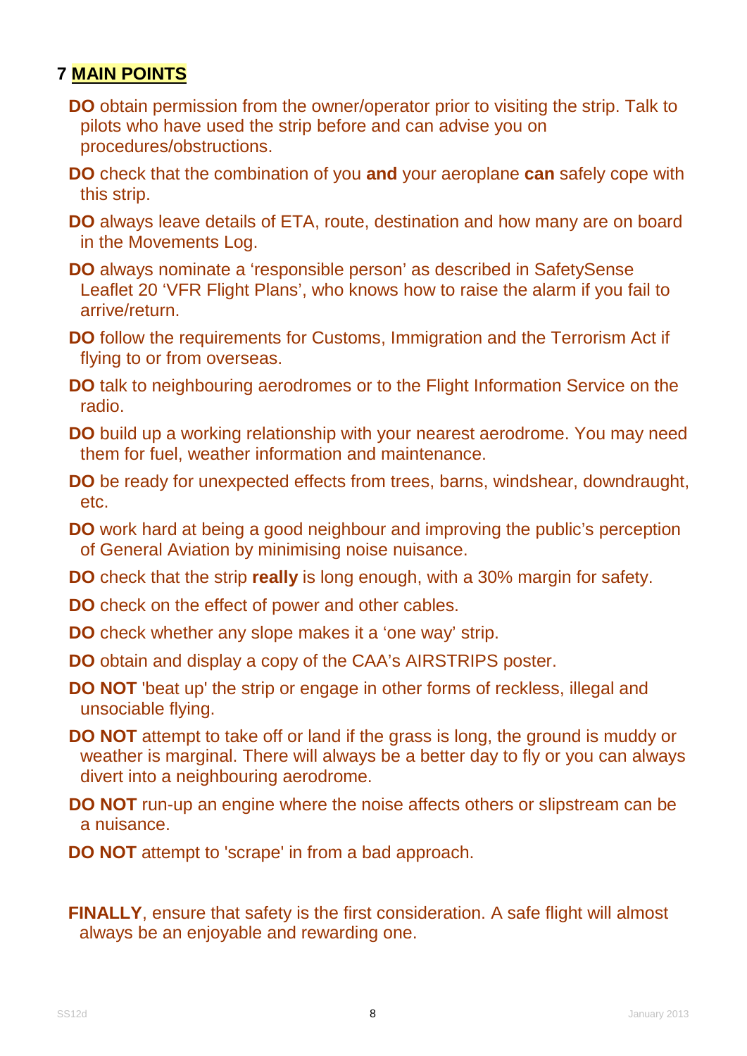## 7 MAIN POINTS

**DO** obtain permission from the owner/operator prior to visiting the strip. Talk to pilots who have used the strip before and can advise you on procedures/obstructions.

**DO** check that the combination of you **and** your aeroplane **can** safely cope with this strip.

**DO** always leave details of ETA, route, destination and how many are on board in the Movements Log.

**DO** always nominate a 'responsible person' as described in SafetySense Leaflet 20 'VFR Flight Plans', who knows how to raise the alarm if you fail to arrive/return.

**DO** follow the requirements for Customs, Immigration and the Terrorism Act if flying to or from overseas.

**DO** talk to neighbouring aerodromes or to the Flight Information Service on the radio.

**DO** build up a working relationship with your nearest aerodrome. You may need them for fuel, weather information and maintenance.

**DO** be ready for unexpected effects from trees, barns, windshear, downdraught, etc.

**DO** work hard at being a good neighbour and improving the public's perception of General Aviation by minimising noise nuisance.

**DO** check that the strip **really** is long enough, with a 30% margin for safety.

**DO** check on the effect of power and other cables.

**DO** check whether any slope makes it a 'one way' strip.

**DO** obtain and display a copy of the CAA's AIRSTRIPS poster.

**DO NOT** 'beat up' the strip or engage in other forms of reckless, illegal and unsociable flying.

**DO NOT** attempt to take off or land if the grass is long, the ground is muddy or weather is marginal. There will always be a better day to fly or you can always divert into a neighbouring aerodrome.

**DO NOT** run-up an engine where the noise affects others or slipstream can be a nuisance.

**DO NOT** attempt to 'scrape' in from a bad approach.

**FINALLY**, ensure that safety is the first consideration. A safe flight will almost always be an enjoyable and rewarding one.